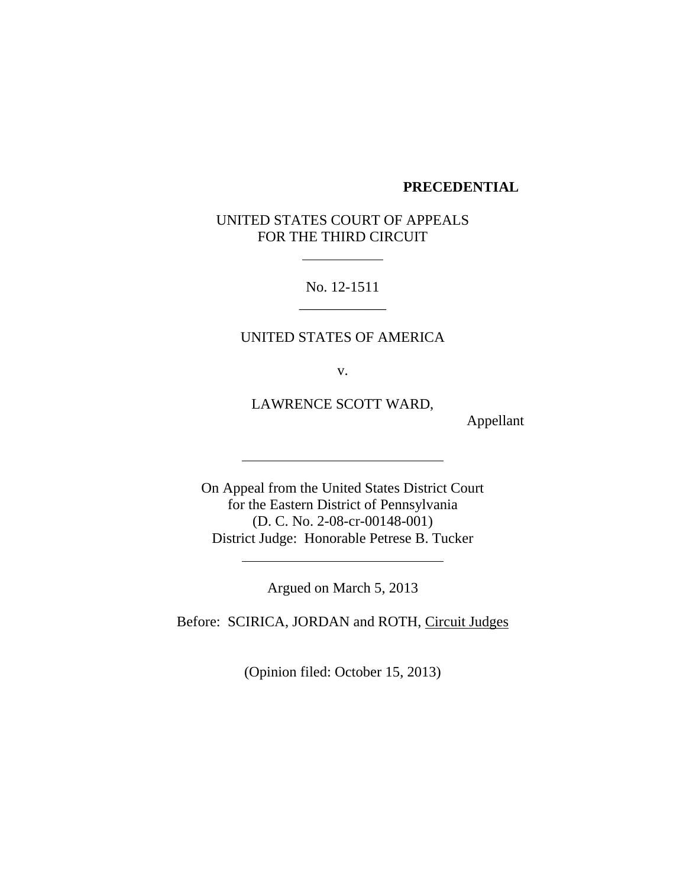**PRECEDENTIAL**

UNITED STATES COURT OF APPEALS
FOR THE THIRD CIRCUIT

---

No. 12-1511

---

UNITED STATES OF AMERICA

v.

LAWRENCE SCOTT WARD,

Appellant

---

On Appeal from the United States District Court
for the Eastern District of Pennsylvania
(D. C. No. 2-08-cr-00148-001)
District Judge: Honorable Petrese B. Tucker

---

Argued on March 5, 2013

Before: SCIRICA, JORDAN and ROTH, Circuit Judges

(Opinion filed: October 15, 2013)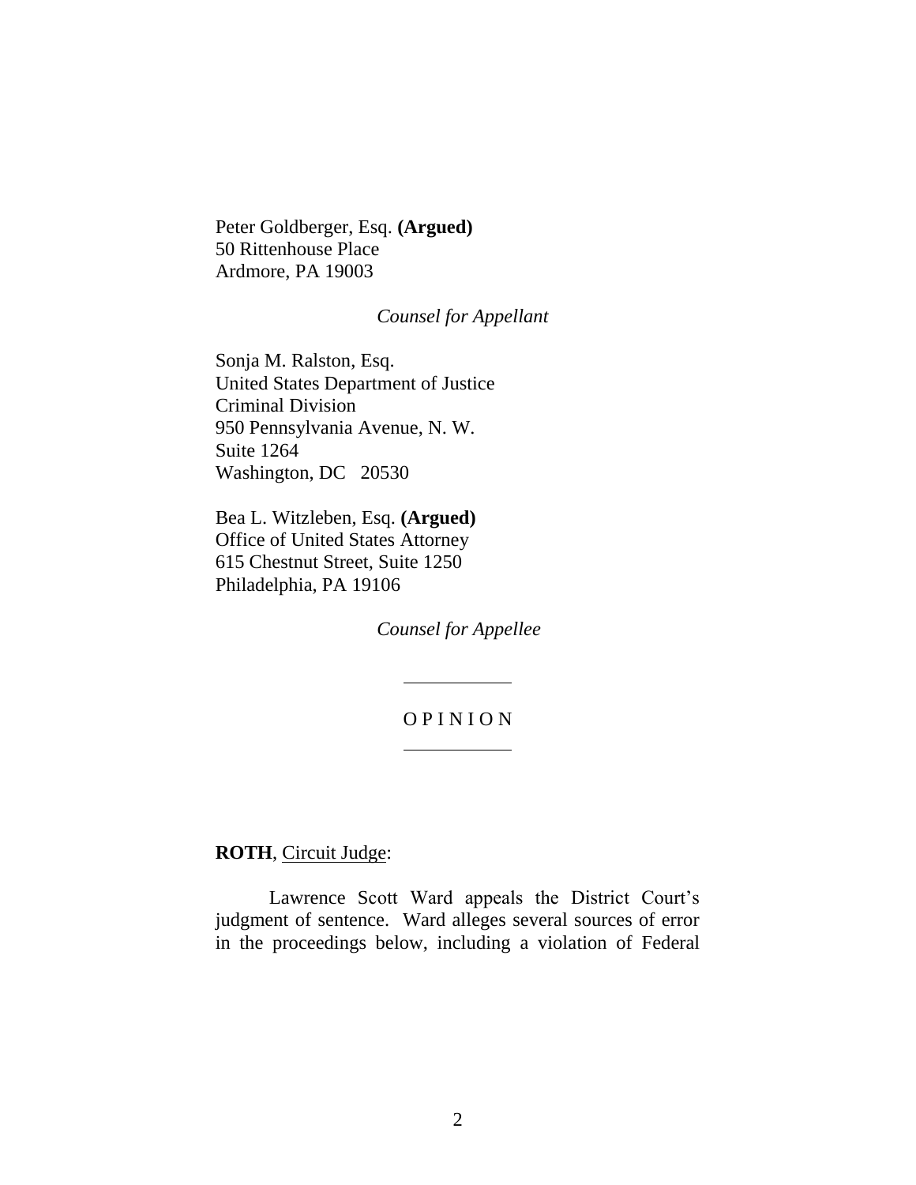Peter Goldberger, Esq. **(Argued)**
50 Rittenhouse Place
Ardmore, PA 19003

*Counsel for Appellant*

Sonja M. Ralston, Esq.
United States Department of Justice
Criminal Division
950 Pennsylvania Avenue, N. W.
Suite 1264
Washington, DC 20530

Bea L. Witzleben, Esq. **(Argued)**
Office of United States Attorney
615 Chestnut Street, Suite 1250
Philadelphia, PA 19106

*Counsel for Appellee*

---

O P I N I O N

---

**ROTH**, Circuit Judge:

Lawrence Scott Ward appeals the District Court's judgment of sentence. Ward alleges several sources of error in the proceedings below, including a violation of Federal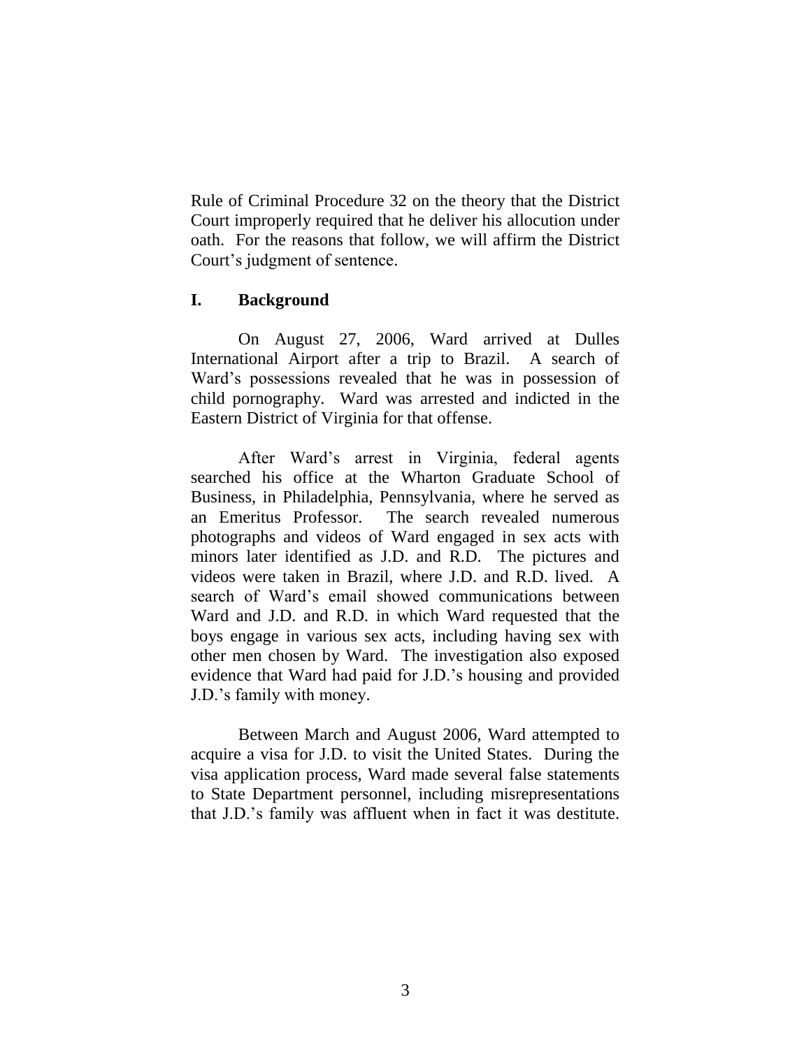Rule of Criminal Procedure 32 on the theory that the District Court improperly required that he deliver his allocution under oath. For the reasons that follow, we will affirm the District Court's judgment of sentence.

## I. Background

On August 27, 2006, Ward arrived at Dulles International Airport after a trip to Brazil. A search of Ward's possessions revealed that he was in possession of child pornography. Ward was arrested and indicted in the Eastern District of Virginia for that offense.

After Ward's arrest in Virginia, federal agents searched his office at the Wharton Graduate School of Business, in Philadelphia, Pennsylvania, where he served as an Emeritus Professor. The search revealed numerous photographs and videos of Ward engaged in sex acts with minors later identified as J.D. and R.D. The pictures and videos were taken in Brazil, where J.D. and R.D. lived. A search of Ward's email showed communications between Ward and J.D. and R.D. in which Ward requested that the boys engage in various sex acts, including having sex with other men chosen by Ward. The investigation also exposed evidence that Ward had paid for J.D.'s housing and provided J.D.'s family with money.

Between March and August 2006, Ward attempted to acquire a visa for J.D. to visit the United States. During the visa application process, Ward made several false statements to State Department personnel, including misrepresentations that J.D.'s family was affluent when in fact it was destitute.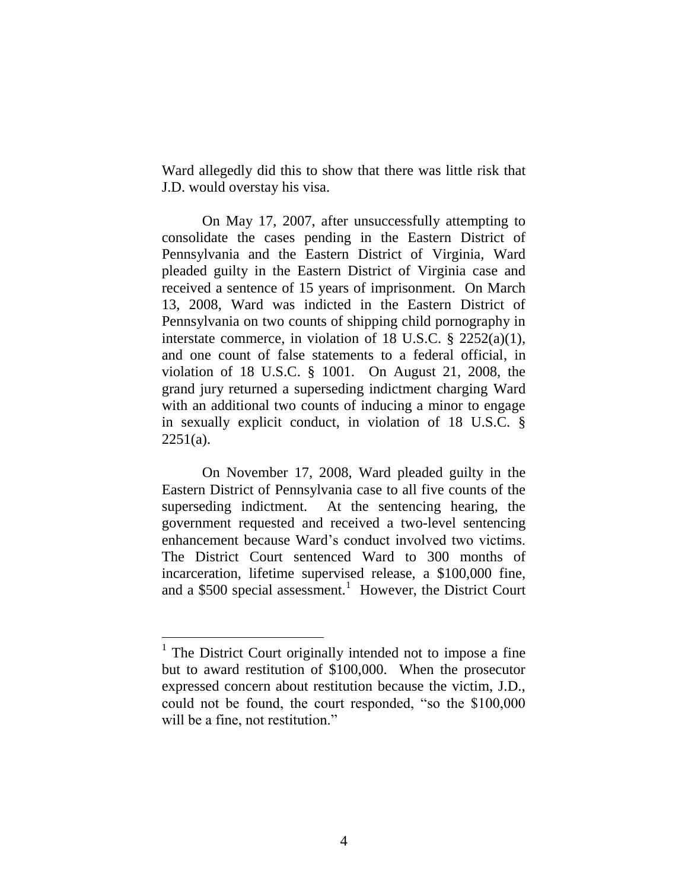Ward allegedly did this to show that there was little risk that J.D. would overstay his visa.

On May 17, 2007, after unsuccessfully attempting to consolidate the cases pending in the Eastern District of Pennsylvania and the Eastern District of Virginia, Ward pleaded guilty in the Eastern District of Virginia case and received a sentence of 15 years of imprisonment. On March 13, 2008, Ward was indicted in the Eastern District of Pennsylvania on two counts of shipping child pornography in interstate commerce, in violation of 18 U.S.C. § 2252(a)(1), and one count of false statements to a federal official, in violation of 18 U.S.C. § 1001. On August 21, 2008, the grand jury returned a superseding indictment charging Ward with an additional two counts of inducing a minor to engage in sexually explicit conduct, in violation of 18 U.S.C. § 2251(a).

On November 17, 2008, Ward pleaded guilty in the Eastern District of Pennsylvania case to all five counts of the superseding indictment. At the sentencing hearing, the government requested and received a two-level sentencing enhancement because Ward's conduct involved two victims. The District Court sentenced Ward to 300 months of incarceration, lifetime supervised release, a $100,000 fine, and a $500 special assessment.[1] However, the District Court

---

[1] The District Court originally intended not to impose a fine but to award restitution of $100,000. When the prosecutor expressed concern about restitution because the victim, J.D., could not be found, the court responded, "so the $100,000 will be a fine, not restitution."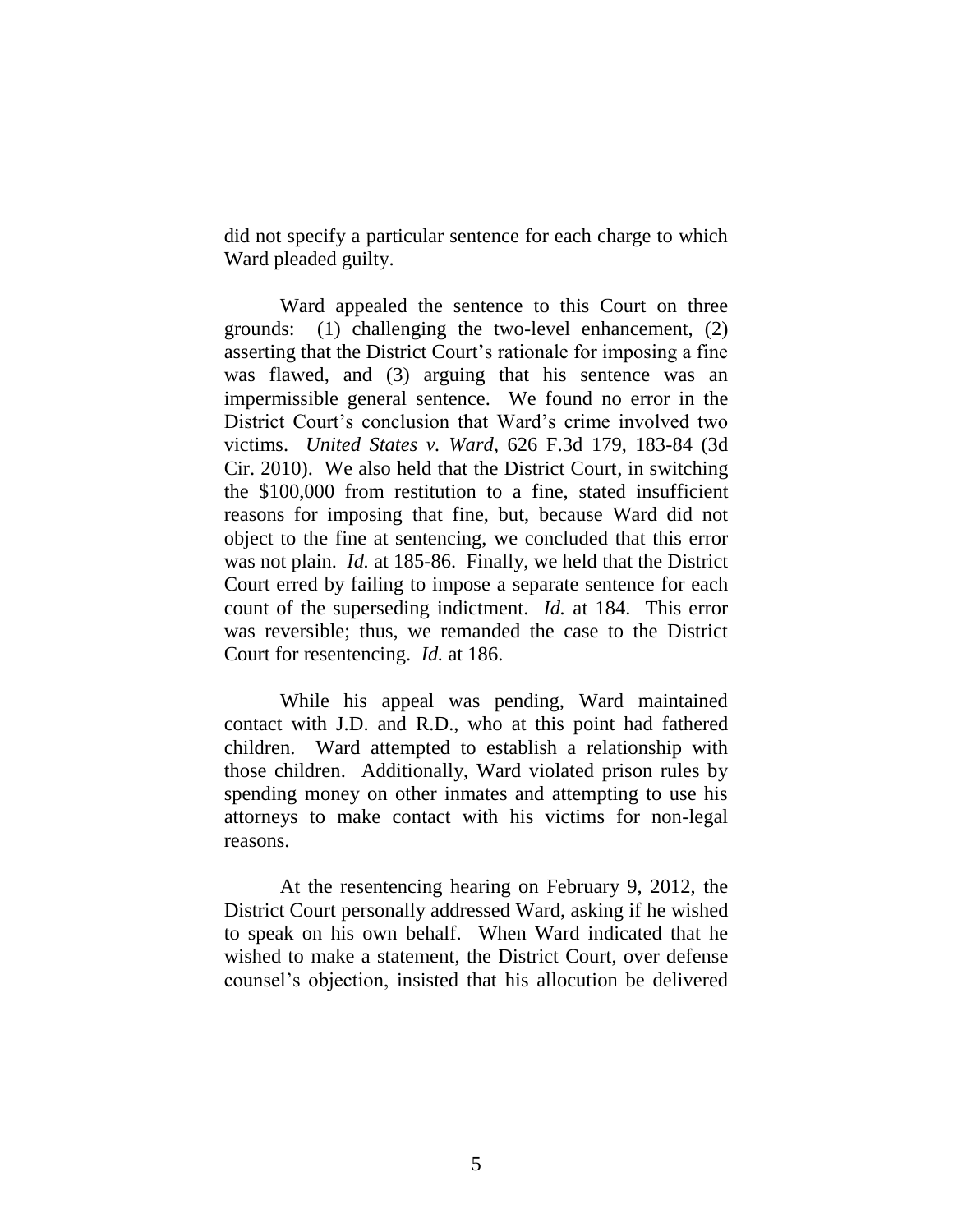did not specify a particular sentence for each charge to which Ward pleaded guilty.

Ward appealed the sentence to this Court on three grounds: (1) challenging the two-level enhancement, (2) asserting that the District Court's rationale for imposing a fine was flawed, and (3) arguing that his sentence was an impermissible general sentence. We found no error in the District Court's conclusion that Ward's crime involved two victims. *United States v. Ward*, 626 F.3d 179, 183-84 (3d Cir. 2010). We also held that the District Court, in switching the $100,000 from restitution to a fine, stated insufficient reasons for imposing that fine, but, because Ward did not object to the fine at sentencing, we concluded that this error was not plain. *Id.* at 185-86. Finally, we held that the District Court erred by failing to impose a separate sentence for each count of the superseding indictment. *Id.* at 184. This error was reversible; thus, we remanded the case to the District Court for resentencing. *Id.* at 186.

While his appeal was pending, Ward maintained contact with J.D. and R.D., who at this point had fathered children. Ward attempted to establish a relationship with those children. Additionally, Ward violated prison rules by spending money on other inmates and attempting to use his attorneys to make contact with his victims for non-legal reasons.

At the resentencing hearing on February 9, 2012, the District Court personally addressed Ward, asking if he wished to speak on his own behalf. When Ward indicated that he wished to make a statement, the District Court, over defense counsel's objection, insisted that his allocution be delivered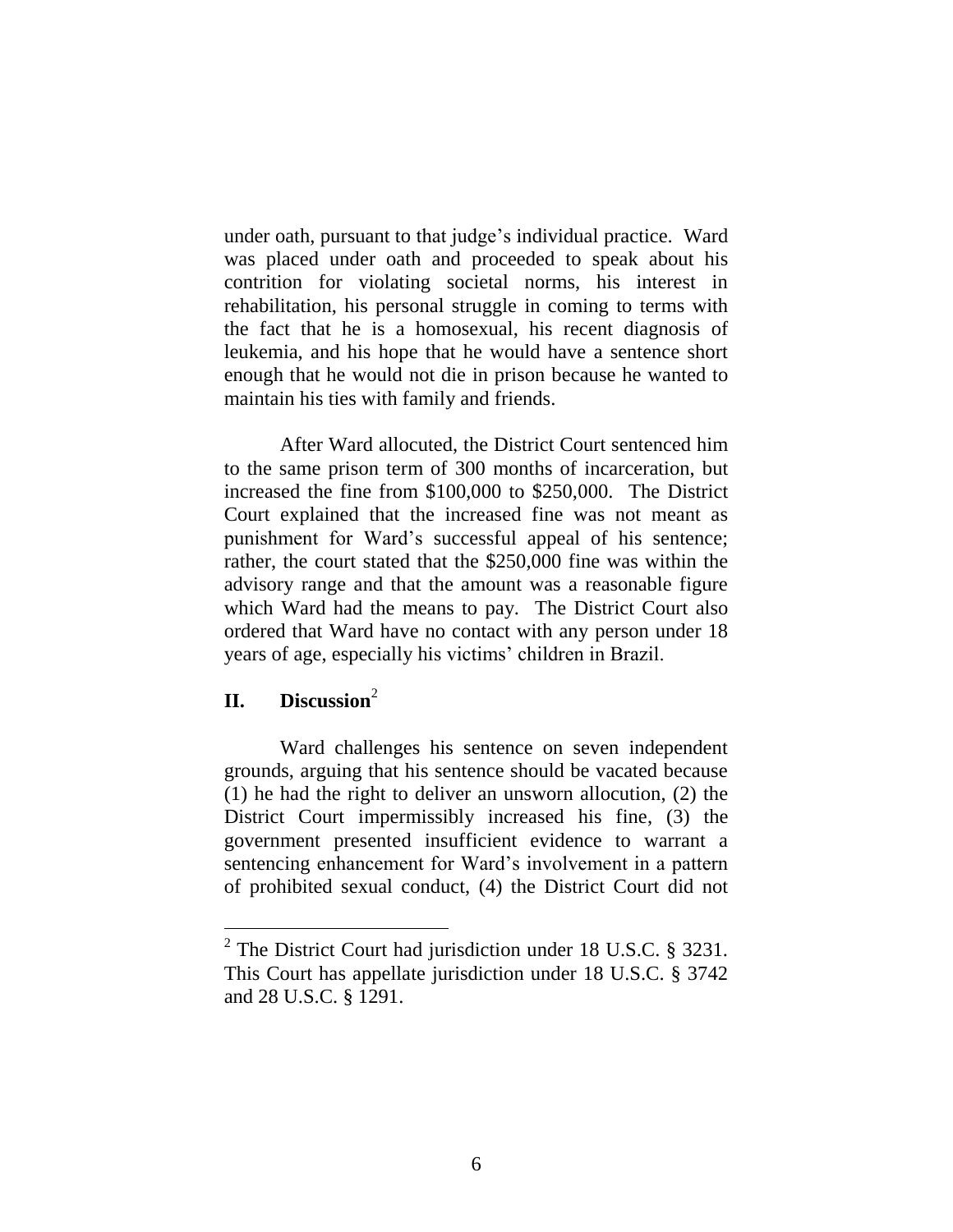under oath, pursuant to that judge's individual practice. Ward was placed under oath and proceeded to speak about his contrition for violating societal norms, his interest in rehabilitation, his personal struggle in coming to terms with the fact that he is a homosexual, his recent diagnosis of leukemia, and his hope that he would have a sentence short enough that he would not die in prison because he wanted to maintain his ties with family and friends.

After Ward allocuted, the District Court sentenced him to the same prison term of 300 months of incarceration, but increased the fine from \$100,000 to \$250,000. The District Court explained that the increased fine was not meant as punishment for Ward's successful appeal of his sentence; rather, the court stated that the \$250,000 fine was within the advisory range and that the amount was a reasonable figure which Ward had the means to pay. The District Court also ordered that Ward have no contact with any person under 18 years of age, especially his victims' children in Brazil.

## II. Discussion[2]

Ward challenges his sentence on seven independent grounds, arguing that his sentence should be vacated because (1) he had the right to deliver an unsworn allocution, (2) the District Court impermissibly increased his fine, (3) the government presented insufficient evidence to warrant a sentencing enhancement for Ward's involvement in a pattern of prohibited sexual conduct, (4) the District Court did not

[2] The District Court had jurisdiction under 18 U.S.C. § 3231. This Court has appellate jurisdiction under 18 U.S.C. § 3742 and 28 U.S.C. § 1291.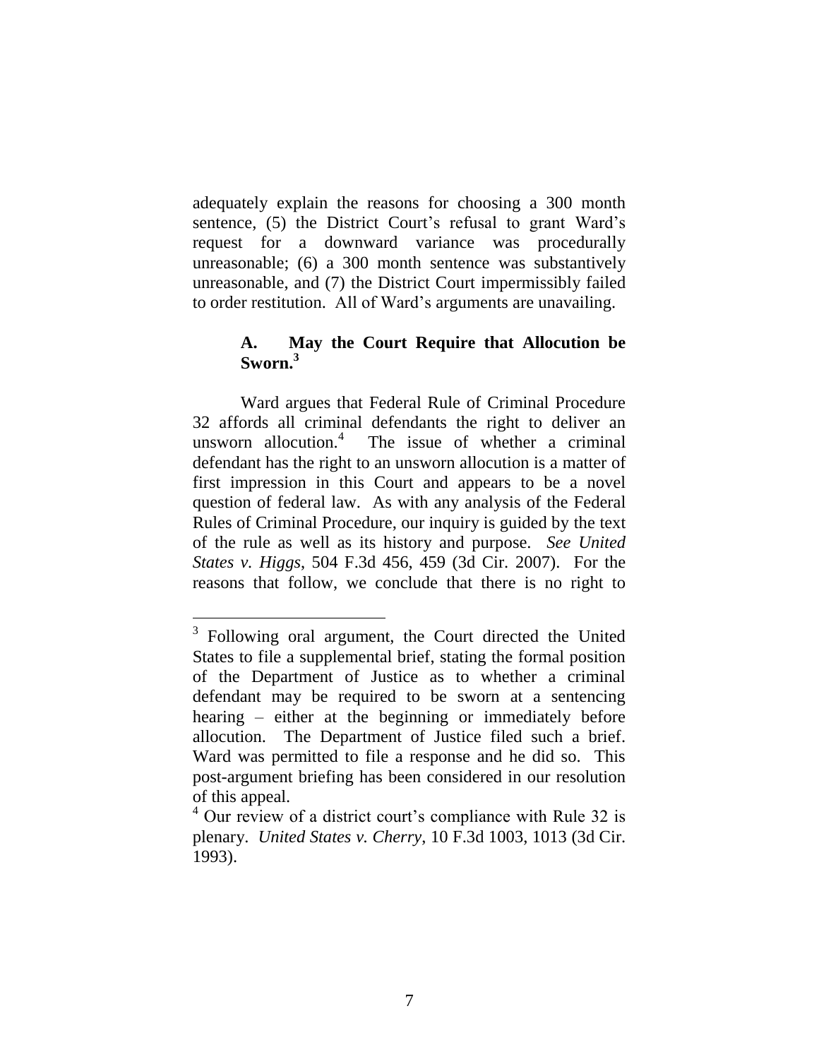adequately explain the reasons for choosing a 300 month sentence, (5) the District Court's refusal to grant Ward's request for a downward variance was procedurally unreasonable; (6) a 300 month sentence was substantively unreasonable, and (7) the District Court impermissibly failed to order restitution. All of Ward's arguments are unavailing.

### A. May the Court Require that Allocution be Sworn.[3]

Ward argues that Federal Rule of Criminal Procedure 32 affords all criminal defendants the right to deliver an unsworn allocution.[4] The issue of whether a criminal defendant has the right to an unsworn allocution is a matter of first impression in this Court and appears to be a novel question of federal law. As with any analysis of the Federal Rules of Criminal Procedure, our inquiry is guided by the text of the rule as well as its history and purpose. *See United States v. Higgs*, 504 F.3d 456, 459 (3d Cir. 2007). For the reasons that follow, we conclude that there is no right to

---

[3] Following oral argument, the Court directed the United States to file a supplemental brief, stating the formal position of the Department of Justice as to whether a criminal defendant may be required to be sworn at a sentencing hearing – either at the beginning or immediately before allocution. The Department of Justice filed such a brief. Ward was permitted to file a response and he did so. This post-argument briefing has been considered in our resolution of this appeal.

[4] Our review of a district court's compliance with Rule 32 is plenary. *United States v. Cherry*, 10 F.3d 1003, 1013 (3d Cir. 1993).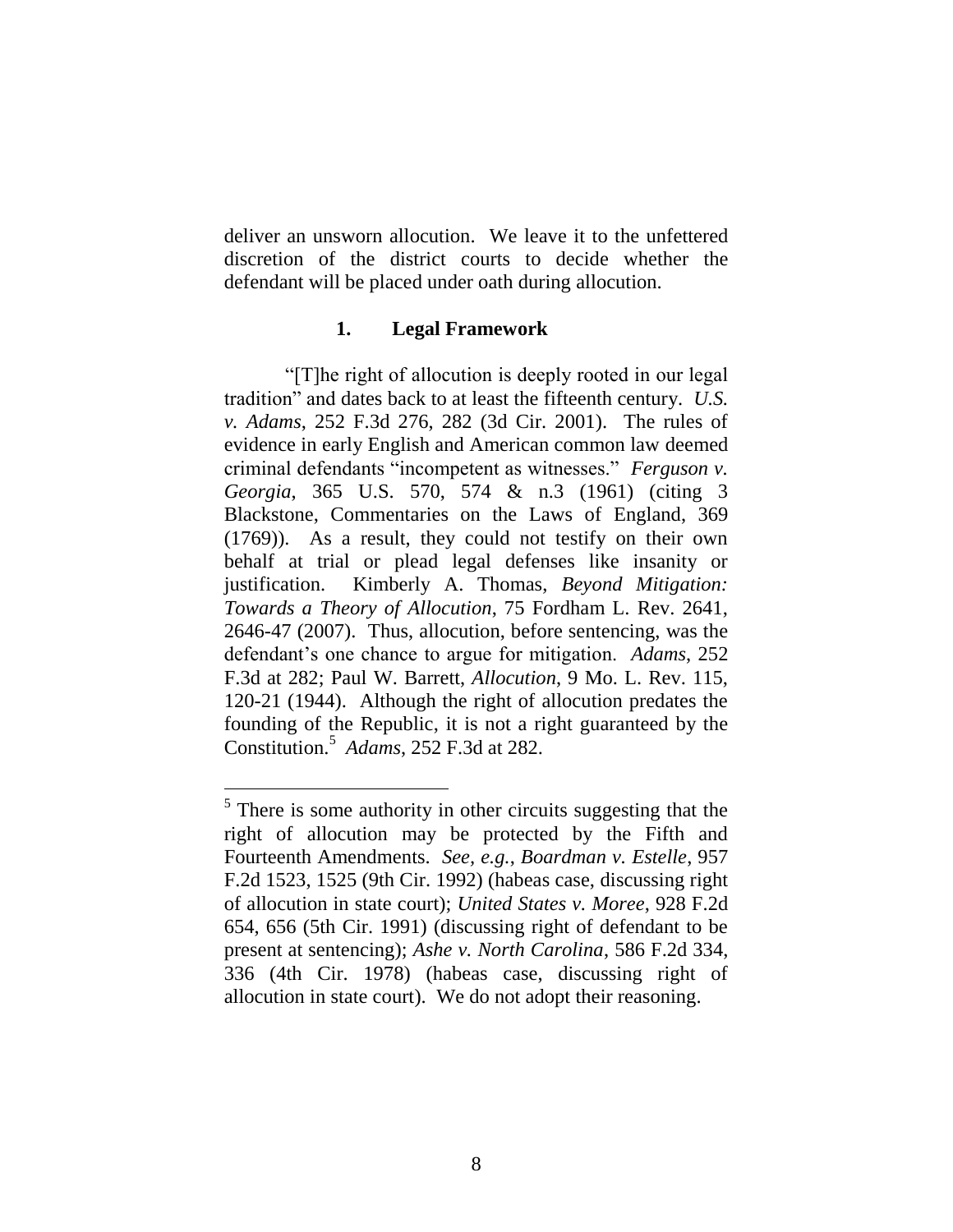deliver an unsworn allocution. We leave it to the unfettered discretion of the district courts to decide whether the defendant will be placed under oath during allocution.

### 1. Legal Framework

"[T]he right of allocution is deeply rooted in our legal tradition" and dates back to at least the fifteenth century. *U.S. v. Adams*, 252 F.3d 276, 282 (3d Cir. 2001). The rules of evidence in early English and American common law deemed criminal defendants "incompetent as witnesses." *Ferguson v. Georgia*, 365 U.S. 570, 574 & n.3 (1961) (citing 3 Blackstone, Commentaries on the Laws of England, 369 (1769)). As a result, they could not testify on their own behalf at trial or plead legal defenses like insanity or justification. Kimberly A. Thomas, *Beyond Mitigation: Towards a Theory of Allocution*, 75 Fordham L. Rev. 2641, 2646-47 (2007). Thus, allocution, before sentencing, was the defendant's one chance to argue for mitigation. *Adams*, 252 F.3d at 282; Paul W. Barrett, *Allocution*, 9 Mo. L. Rev. 115, 120-21 (1944). Although the right of allocution predates the founding of the Republic, it is not a right guaranteed by the Constitution.[5] *Adams*, 252 F.3d at 282.

---

[5] There is some authority in other circuits suggesting that the right of allocution may be protected by the Fifth and Fourteenth Amendments. *See, e.g.*, *Boardman v. Estelle*, 957 F.2d 1523, 1525 (9th Cir. 1992) (habeas case, discussing right of allocution in state court); *United States v. Moree*, 928 F.2d 654, 656 (5th Cir. 1991) (discussing right of defendant to be present at sentencing); *Ashe v. North Carolina*, 586 F.2d 334, 336 (4th Cir. 1978) (habeas case, discussing right of allocution in state court). We do not adopt their reasoning.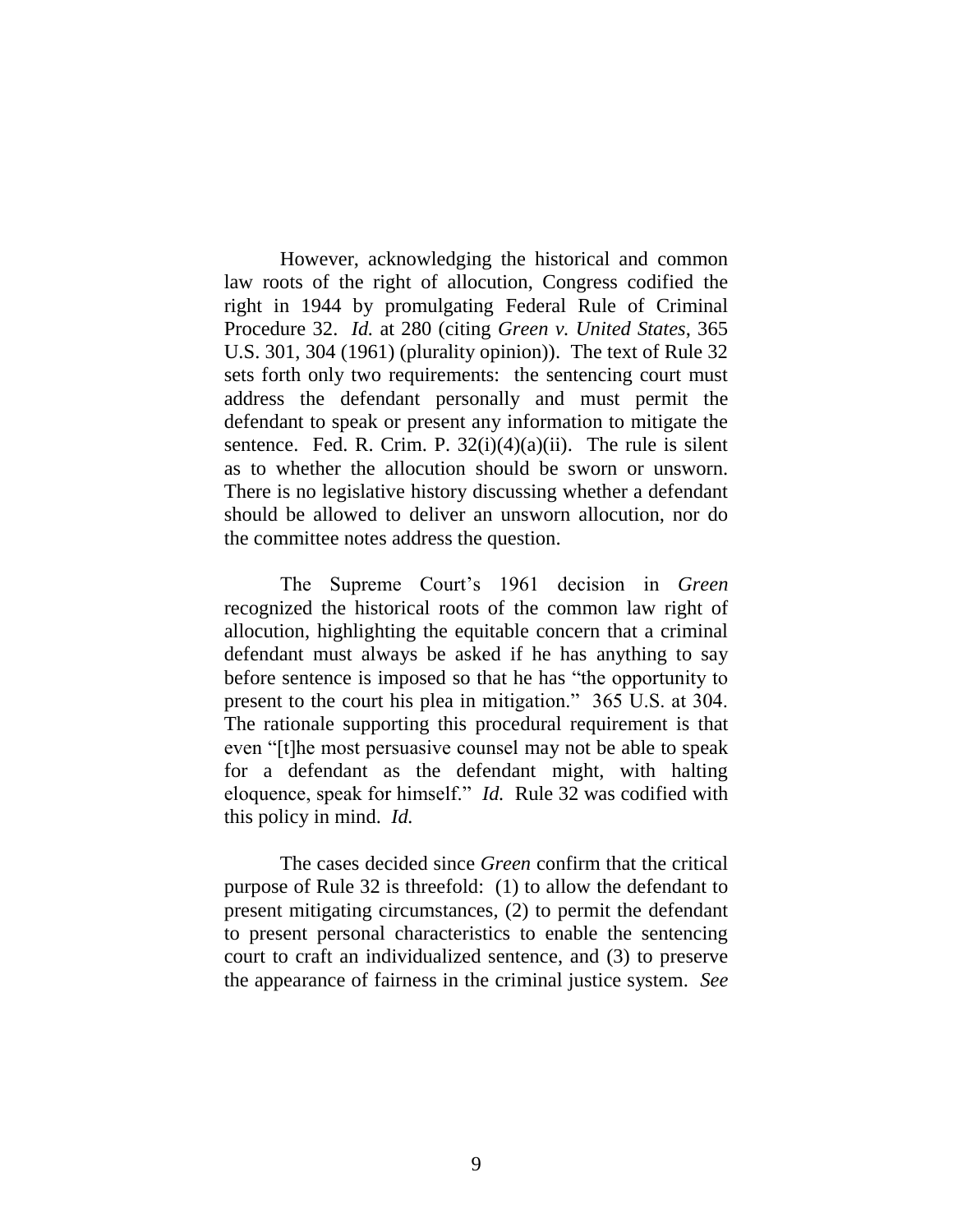However, acknowledging the historical and common law roots of the right of allocution, Congress codified the right in 1944 by promulgating Federal Rule of Criminal Procedure 32. *Id.* at 280 (citing *Green v. United States*, 365 U.S. 301, 304 (1961) (plurality opinion)). The text of Rule 32 sets forth only two requirements: the sentencing court must address the defendant personally and must permit the defendant to speak or present any information to mitigate the sentence. Fed. R. Crim. P. 32(i)(4)(a)(ii). The rule is silent as to whether the allocution should be sworn or unsworn. There is no legislative history discussing whether a defendant should be allowed to deliver an unsworn allocution, nor do the committee notes address the question.

The Supreme Court's 1961 decision in *Green* recognized the historical roots of the common law right of allocution, highlighting the equitable concern that a criminal defendant must always be asked if he has anything to say before sentence is imposed so that he has "the opportunity to present to the court his plea in mitigation." 365 U.S. at 304. The rationale supporting this procedural requirement is that even "[t]he most persuasive counsel may not be able to speak for a defendant as the defendant might, with halting eloquence, speak for himself." *Id.* Rule 32 was codified with this policy in mind. *Id.*

The cases decided since *Green* confirm that the critical purpose of Rule 32 is threefold: (1) to allow the defendant to present mitigating circumstances, (2) to permit the defendant to present personal characteristics to enable the sentencing court to craft an individualized sentence, and (3) to preserve the appearance of fairness in the criminal justice system. *See*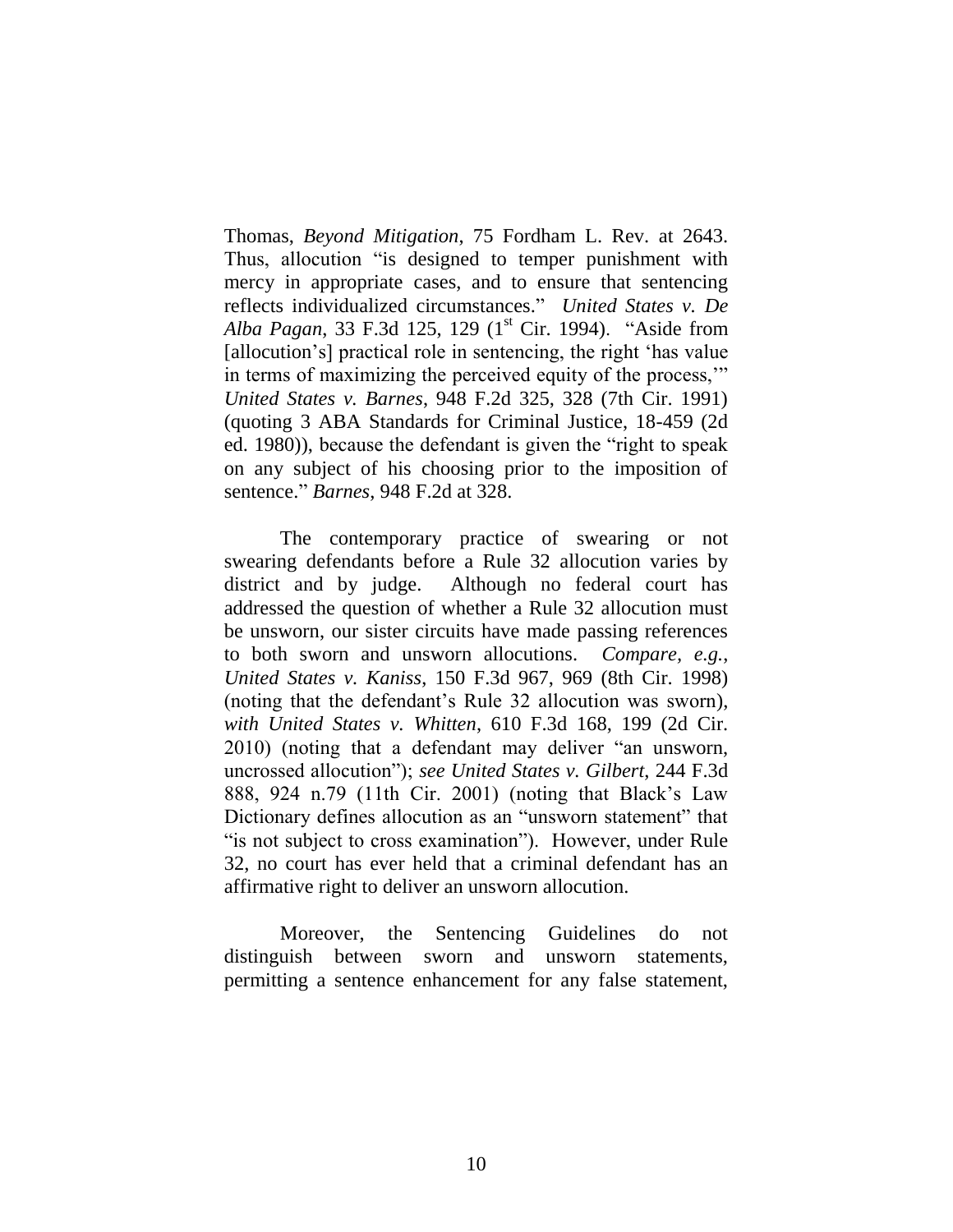Thomas, *Beyond Mitigation*, 75 Fordham L. Rev. at 2643. Thus, allocution "is designed to temper punishment with mercy in appropriate cases, and to ensure that sentencing reflects individualized circumstances." *United States v. De Alba Pagan*, 33 F.3d 125, 129 (1st Cir. 1994). "Aside from [allocution's] practical role in sentencing, the right 'has value in terms of maximizing the perceived equity of the process,'" *United States v. Barnes*, 948 F.2d 325, 328 (7th Cir. 1991) (quoting 3 ABA Standards for Criminal Justice, 18-459 (2d ed. 1980)), because the defendant is given the "right to speak on any subject of his choosing prior to the imposition of sentence." *Barnes*, 948 F.2d at 328.

The contemporary practice of swearing or not swearing defendants before a Rule 32 allocution varies by district and by judge. Although no federal court has addressed the question of whether a Rule 32 allocution must be unsworn, our sister circuits have made passing references to both sworn and unsworn allocutions. *Compare, e.g.*, *United States v. Kaniss*, 150 F.3d 967, 969 (8th Cir. 1998) (noting that the defendant's Rule 32 allocution was sworn), *with United States v. Whitten*, 610 F.3d 168, 199 (2d Cir. 2010) (noting that a defendant may deliver "an unsworn, uncrossed allocution"); *see United States v. Gilbert*, 244 F.3d 888, 924 n.79 (11th Cir. 2001) (noting that Black's Law Dictionary defines allocution as an "unsworn statement" that "is not subject to cross examination"). However, under Rule 32, no court has ever held that a criminal defendant has an affirmative right to deliver an unsworn allocution.

Moreover, the Sentencing Guidelines do not distinguish between sworn and unsworn statements, permitting a sentence enhancement for any false statement,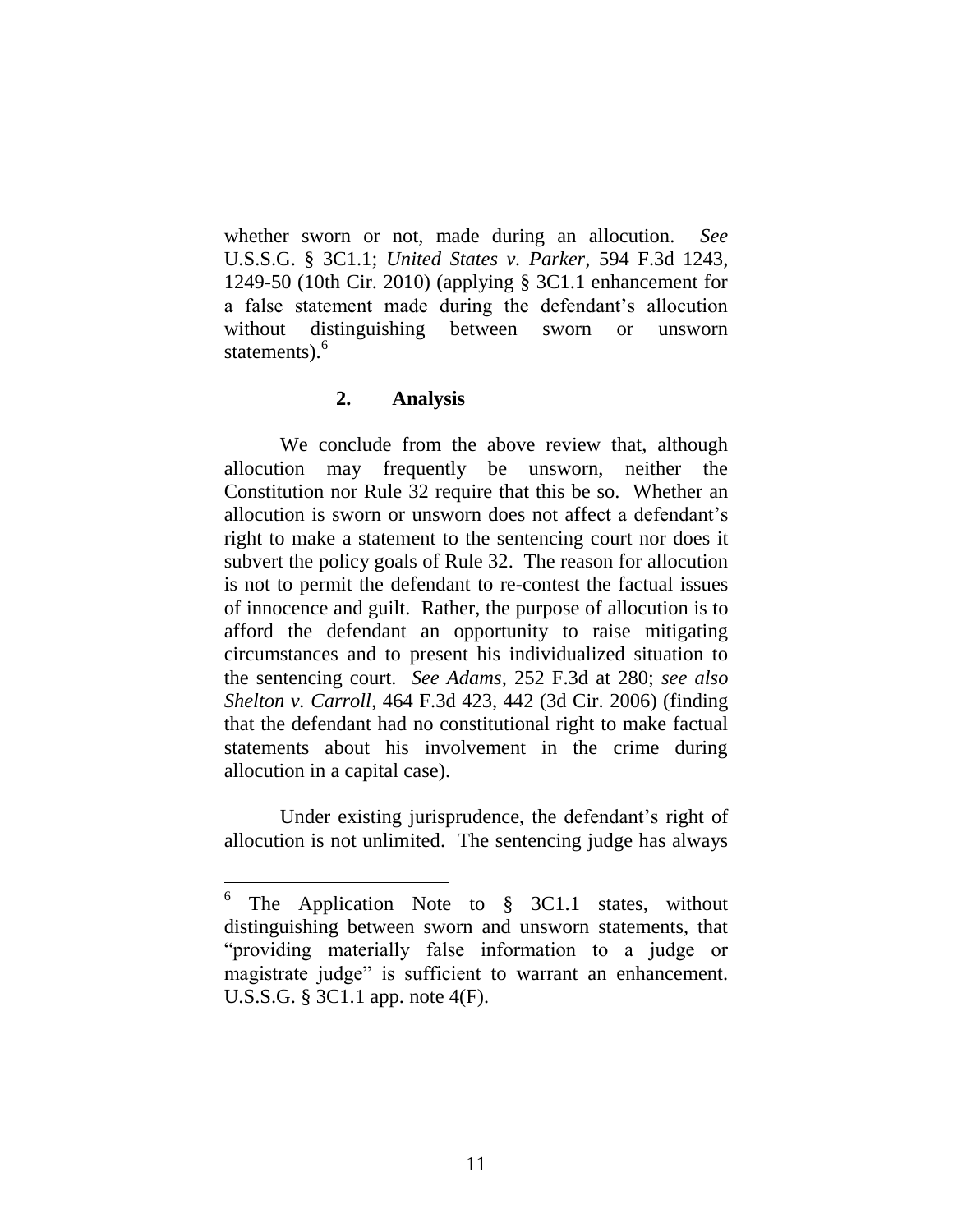whether sworn or not, made during an allocution. *See* U.S.S.G. § 3C1.1; *United States v. Parker*, 594 F.3d 1243, 1249-50 (10th Cir. 2010) (applying § 3C1.1 enhancement for a false statement made during the defendant's allocution without distinguishing between sworn or unsworn statements).[6]

### 2. Analysis

We conclude from the above review that, although allocution may frequently be unsworn, neither the Constitution nor Rule 32 require that this be so. Whether an allocution is sworn or unsworn does not affect a defendant's right to make a statement to the sentencing court nor does it subvert the policy goals of Rule 32. The reason for allocution is not to permit the defendant to re-contest the factual issues of innocence and guilt. Rather, the purpose of allocution is to afford the defendant an opportunity to raise mitigating circumstances and to present his individualized situation to the sentencing court. *See Adams*, 252 F.3d at 280; *see also Shelton v. Carroll*, 464 F.3d 423, 442 (3d Cir. 2006) (finding that the defendant had no constitutional right to make factual statements about his involvement in the crime during allocution in a capital case).

Under existing jurisprudence, the defendant's right of allocution is not unlimited. The sentencing judge has always

---

[6] The Application Note to § 3C1.1 states, without distinguishing between sworn and unsworn statements, that "providing materially false information to a judge or magistrate judge" is sufficient to warrant an enhancement. U.S.S.G. § 3C1.1 app. note 4(F).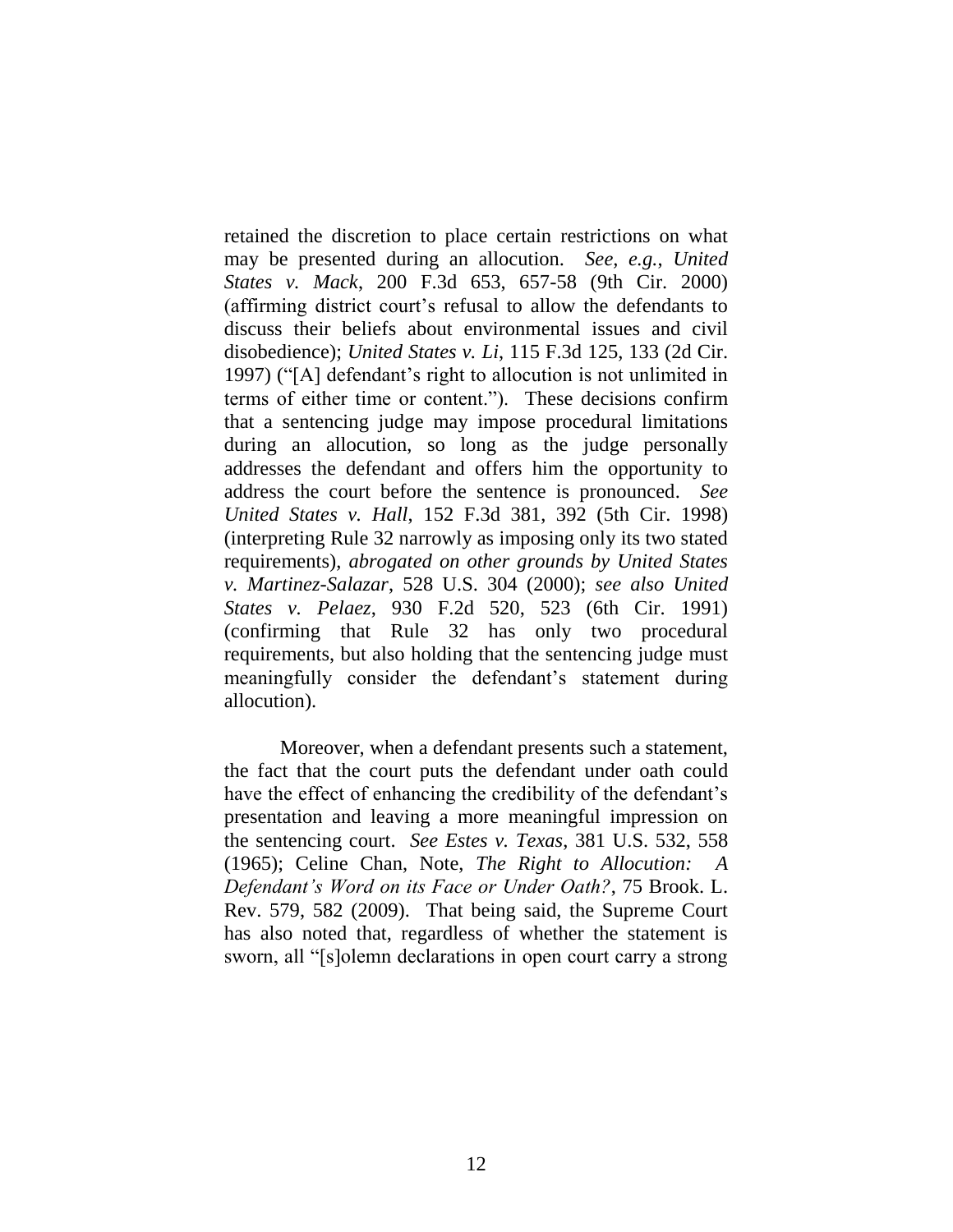retained the discretion to place certain restrictions on what may be presented during an allocution. *See, e.g.*, *United States v. Mack*, 200 F.3d 653, 657-58 (9th Cir. 2000) (affirming district court's refusal to allow the defendants to discuss their beliefs about environmental issues and civil disobedience); *United States v. Li*, 115 F.3d 125, 133 (2d Cir. 1997) ("[A] defendant's right to allocution is not unlimited in terms of either time or content."). These decisions confirm that a sentencing judge may impose procedural limitations during an allocution, so long as the judge personally addresses the defendant and offers him the opportunity to address the court before the sentence is pronounced. *See United States v. Hall*, 152 F.3d 381, 392 (5th Cir. 1998) (interpreting Rule 32 narrowly as imposing only its two stated requirements), *abrogated on other grounds by United States v. Martinez-Salazar*, 528 U.S. 304 (2000); *see also United States v. Pelaez*, 930 F.2d 520, 523 (6th Cir. 1991) (confirming that Rule 32 has only two procedural requirements, but also holding that the sentencing judge must meaningfully consider the defendant's statement during allocution).

Moreover, when a defendant presents such a statement, the fact that the court puts the defendant under oath could have the effect of enhancing the credibility of the defendant's presentation and leaving a more meaningful impression on the sentencing court. *See Estes v. Texas*, 381 U.S. 532, 558 (1965); Celine Chan, Note, *The Right to Allocution: A Defendant's Word on its Face or Under Oath?*, 75 Brook. L. Rev. 579, 582 (2009). That being said, the Supreme Court has also noted that, regardless of whether the statement is sworn, all "[s]olemn declarations in open court carry a strong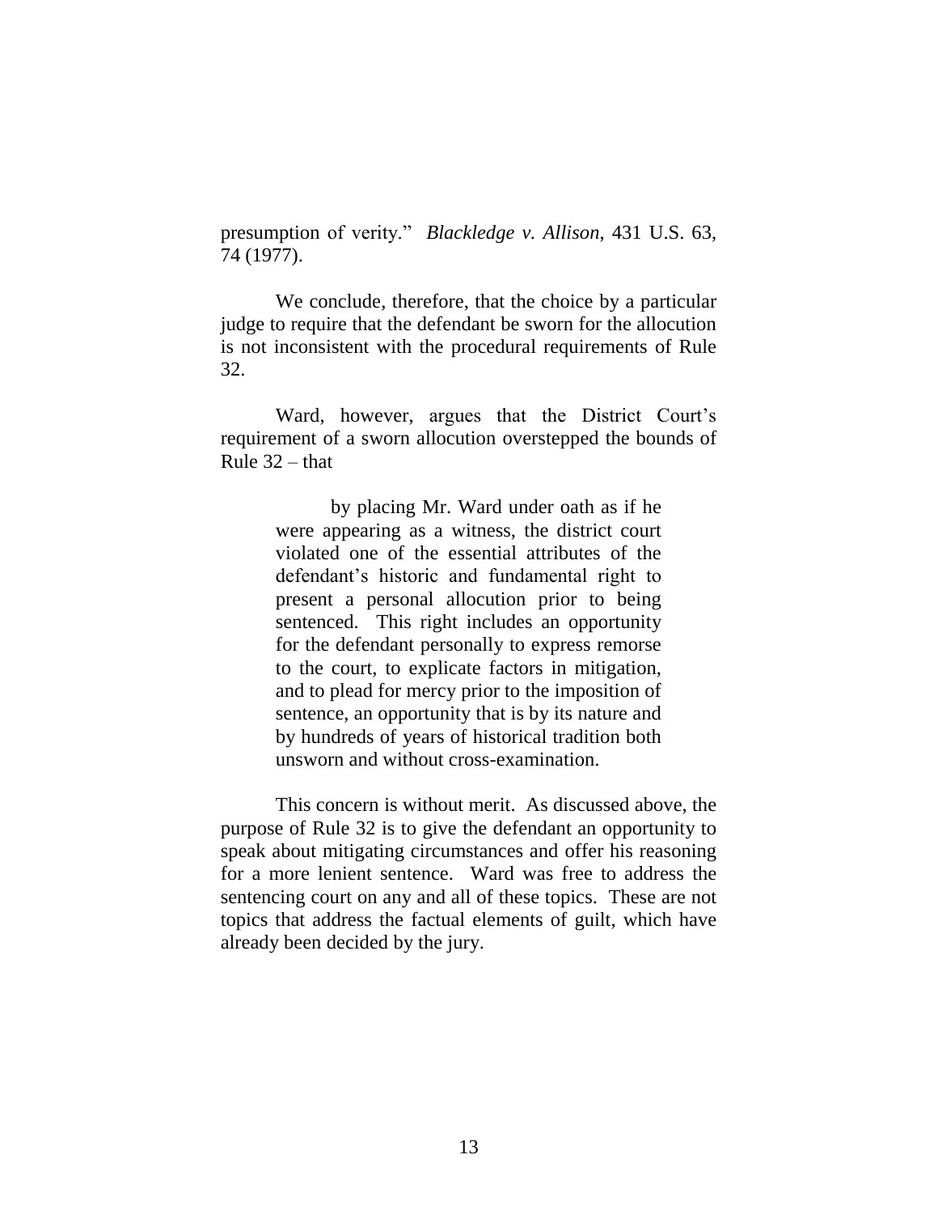presumption of verity." *Blackledge v. Allison*, 431 U.S. 63, 74 (1977).

We conclude, therefore, that the choice by a particular judge to require that the defendant be sworn for the allocution is not inconsistent with the procedural requirements of Rule 32.

Ward, however, argues that the District Court's requirement of a sworn allocution overstepped the bounds of Rule 32 – that

> by placing Mr. Ward under oath as if he were appearing as a witness, the district court violated one of the essential attributes of the defendant's historic and fundamental right to present a personal allocution prior to being sentenced. This right includes an opportunity for the defendant personally to express remorse to the court, to explicate factors in mitigation, and to plead for mercy prior to the imposition of sentence, an opportunity that is by its nature and by hundreds of years of historical tradition both unsworn and without cross-examination.

This concern is without merit. As discussed above, the purpose of Rule 32 is to give the defendant an opportunity to speak about mitigating circumstances and offer his reasoning for a more lenient sentence. Ward was free to address the sentencing court on any and all of these topics. These are not topics that address the factual elements of guilt, which have already been decided by the jury.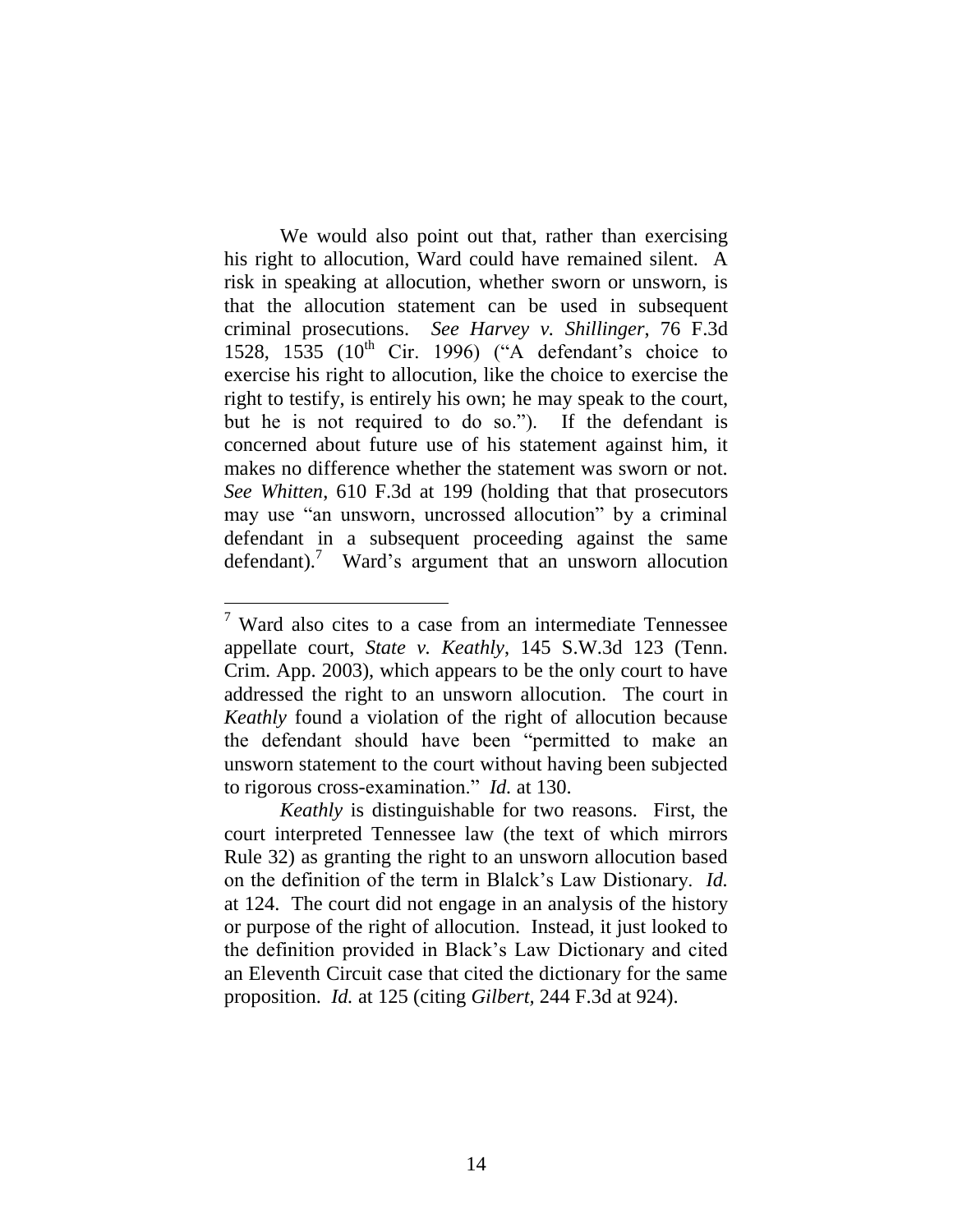We would also point out that, rather than exercising his right to allocution, Ward could have remained silent. A risk in speaking at allocution, whether sworn or unsworn, is that the allocution statement can be used in subsequent criminal prosecutions. *See Harvey v. Shillinger*, 76 F.3d 1528, 1535 (10th Cir. 1996) ("A defendant's choice to exercise his right to allocution, like the choice to exercise the right to testify, is entirely his own; he may speak to the court, but he is not required to do so."). If the defendant is concerned about future use of his statement against him, it makes no difference whether the statement was sworn or not. *See Whitten*, 610 F.3d at 199 (holding that that prosecutors may use "an unsworn, uncrossed allocution" by a criminal defendant in a subsequent proceeding against the same defendant).[7] Ward's argument that an unsworn allocution

---

[7] Ward also cites to a case from an intermediate Tennessee appellate court, *State v. Keathly*, 145 S.W.3d 123 (Tenn. Crim. App. 2003), which appears to be the only court to have addressed the right to an unsworn allocution. The court in *Keathly* found a violation of the right of allocution because the defendant should have been "permitted to make an unsworn statement to the court without having been subjected to rigorous cross-examination." *Id.* at 130.

*Keathly* is distinguishable for two reasons. First, the court interpreted Tennessee law (the text of which mirrors Rule 32) as granting the right to an unsworn allocution based on the definition of the term in Blalck's Law Distionary. *Id.* at 124. The court did not engage in an analysis of the history or purpose of the right of allocution. Instead, it just looked to the definition provided in Black's Law Dictionary and cited an Eleventh Circuit case that cited the dictionary for the same proposition. *Id.* at 125 (citing *Gilbert*, 244 F.3d at 924).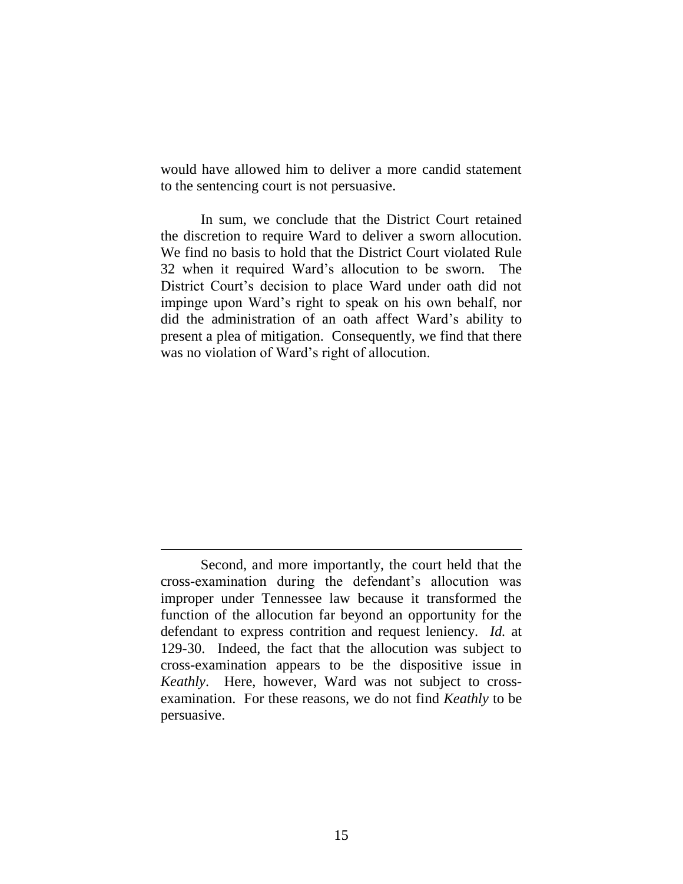would have allowed him to deliver a more candid statement to the sentencing court is not persuasive.

In sum, we conclude that the District Court retained the discretion to require Ward to deliver a sworn allocution. We find no basis to hold that the District Court violated Rule 32 when it required Ward's allocution to be sworn. The District Court's decision to place Ward under oath did not impinge upon Ward's right to speak on his own behalf, nor did the administration of an oath affect Ward's ability to present a plea of mitigation. Consequently, we find that there was no violation of Ward's right of allocution.

---

Second, and more importantly, the court held that the cross-examination during the defendant's allocution was improper under Tennessee law because it transformed the function of the allocution far beyond an opportunity for the defendant to express contrition and request leniency. *Id.* at 129-30. Indeed, the fact that the allocution was subject to cross-examination appears to be the dispositive issue in *Keathly*. Here, however, Ward was not subject to cross-examination. For these reasons, we do not find *Keathly* to be persuasive.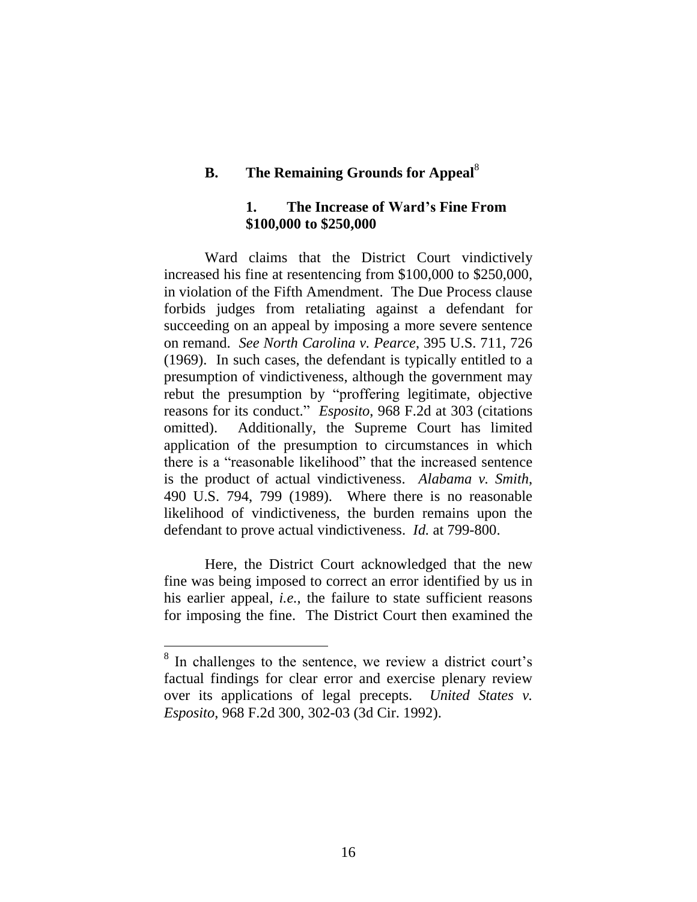## B. The Remaining Grounds for Appeal[8]

### 1. The Increase of Ward's Fine From $100,000 to $250,000

Ward claims that the District Court vindictively increased his fine at resentencing from $100,000 to $250,000, in violation of the Fifth Amendment. The Due Process clause forbids judges from retaliating against a defendant for succeeding on an appeal by imposing a more severe sentence on remand. *See North Carolina v. Pearce*, 395 U.S. 711, 726 (1969). In such cases, the defendant is typically entitled to a presumption of vindictiveness, although the government may rebut the presumption by "proffering legitimate, objective reasons for its conduct." *Esposito*, 968 F.2d at 303 (citations omitted). Additionally, the Supreme Court has limited application of the presumption to circumstances in which there is a "reasonable likelihood" that the increased sentence is the product of actual vindictiveness. *Alabama v. Smith*, 490 U.S. 794, 799 (1989). Where there is no reasonable likelihood of vindictiveness, the burden remains upon the defendant to prove actual vindictiveness. *Id.* at 799-800.

Here, the District Court acknowledged that the new fine was being imposed to correct an error identified by us in his earlier appeal, *i.e.*, the failure to state sufficient reasons for imposing the fine. The District Court then examined the

[8] In challenges to the sentence, we review a district court's factual findings for clear error and exercise plenary review over its applications of legal precepts. *United States v. Esposito*, 968 F.2d 300, 302-03 (3d Cir. 1992).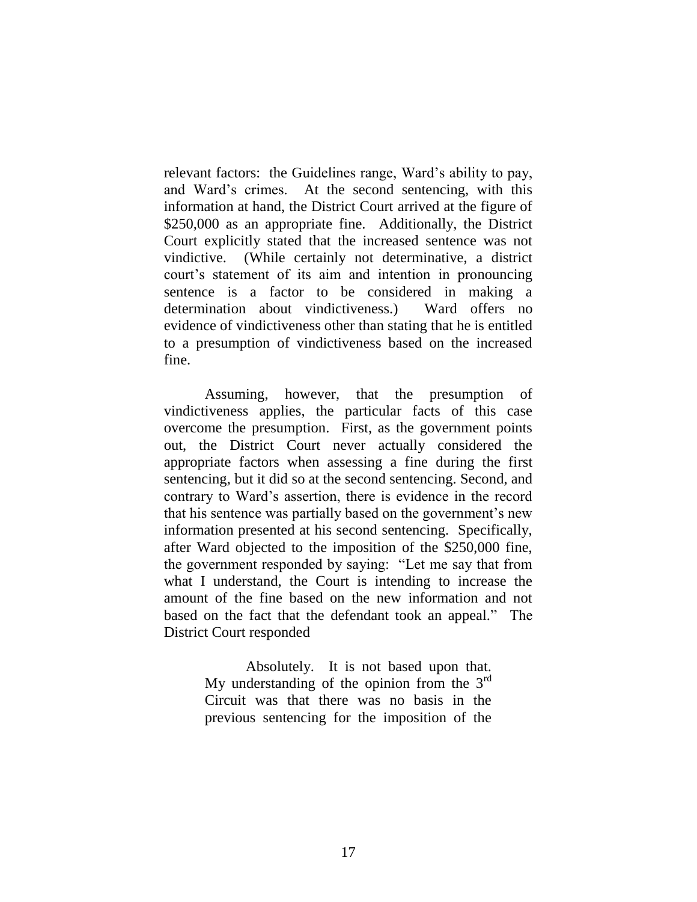relevant factors: the Guidelines range, Ward's ability to pay, and Ward's crimes. At the second sentencing, with this information at hand, the District Court arrived at the figure of $250,000 as an appropriate fine. Additionally, the District Court explicitly stated that the increased sentence was not vindictive. (While certainly not determinative, a district court's statement of its aim and intention in pronouncing sentence is a factor to be considered in making a determination about vindictiveness.) Ward offers no evidence of vindictiveness other than stating that he is entitled to a presumption of vindictiveness based on the increased fine.

Assuming, however, that the presumption of vindictiveness applies, the particular facts of this case overcome the presumption. First, as the government points out, the District Court never actually considered the appropriate factors when assessing a fine during the first sentencing, but it did so at the second sentencing. Second, and contrary to Ward's assertion, there is evidence in the record that his sentence was partially based on the government's new information presented at his second sentencing. Specifically, after Ward objected to the imposition of the $250,000 fine, the government responded by saying: "Let me say that from what I understand, the Court is intending to increase the amount of the fine based on the new information and not based on the fact that the defendant took an appeal." The District Court responded

> Absolutely. It is not based upon that. My understanding of the opinion from the 3rd Circuit was that there was no basis in the previous sentencing for the imposition of the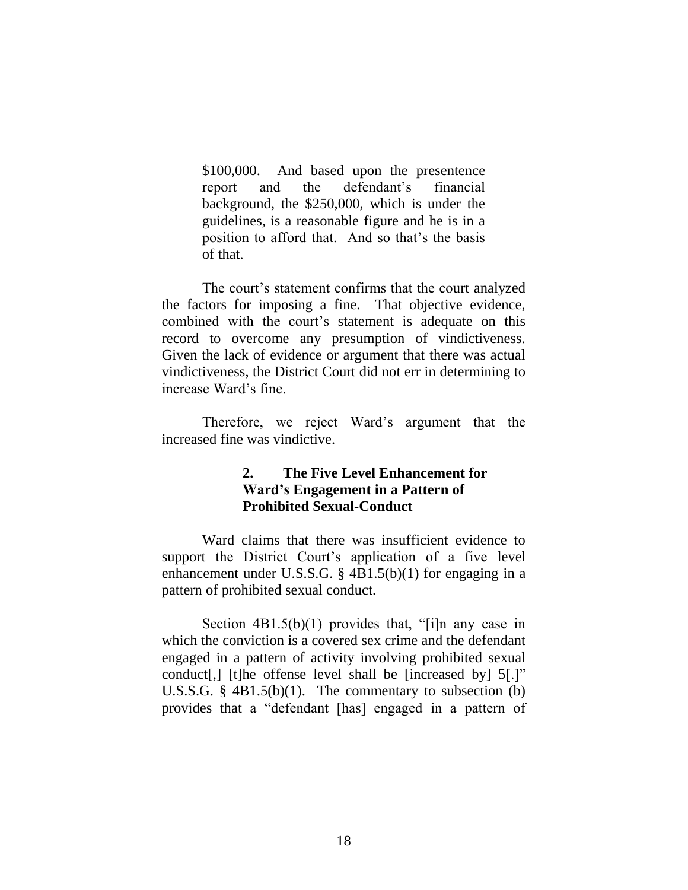> $100,000. And based upon the presentence report and the defendant's financial background, the $250,000, which is under the guidelines, is a reasonable figure and he is in a position to afford that. And so that's the basis of that.

The court's statement confirms that the court analyzed the factors for imposing a fine. That objective evidence, combined with the court's statement is adequate on this record to overcome any presumption of vindictiveness. Given the lack of evidence or argument that there was actual vindictiveness, the District Court did not err in determining to increase Ward's fine.

Therefore, we reject Ward's argument that the increased fine was vindictive.

#### 2. The Five Level Enhancement for Ward's Engagement in a Pattern of Prohibited Sexual-Conduct

Ward claims that there was insufficient evidence to support the District Court's application of a five level enhancement under U.S.S.G. § 4B1.5(b)(1) for engaging in a pattern of prohibited sexual conduct.

Section 4B1.5(b)(1) provides that, "[i]n any case in which the conviction is a covered sex crime and the defendant engaged in a pattern of activity involving prohibited sexual conduct[,] [t]he offense level shall be [increased by] 5[.]" U.S.S.G. § 4B1.5(b)(1). The commentary to subsection (b) provides that a "defendant [has] engaged in a pattern of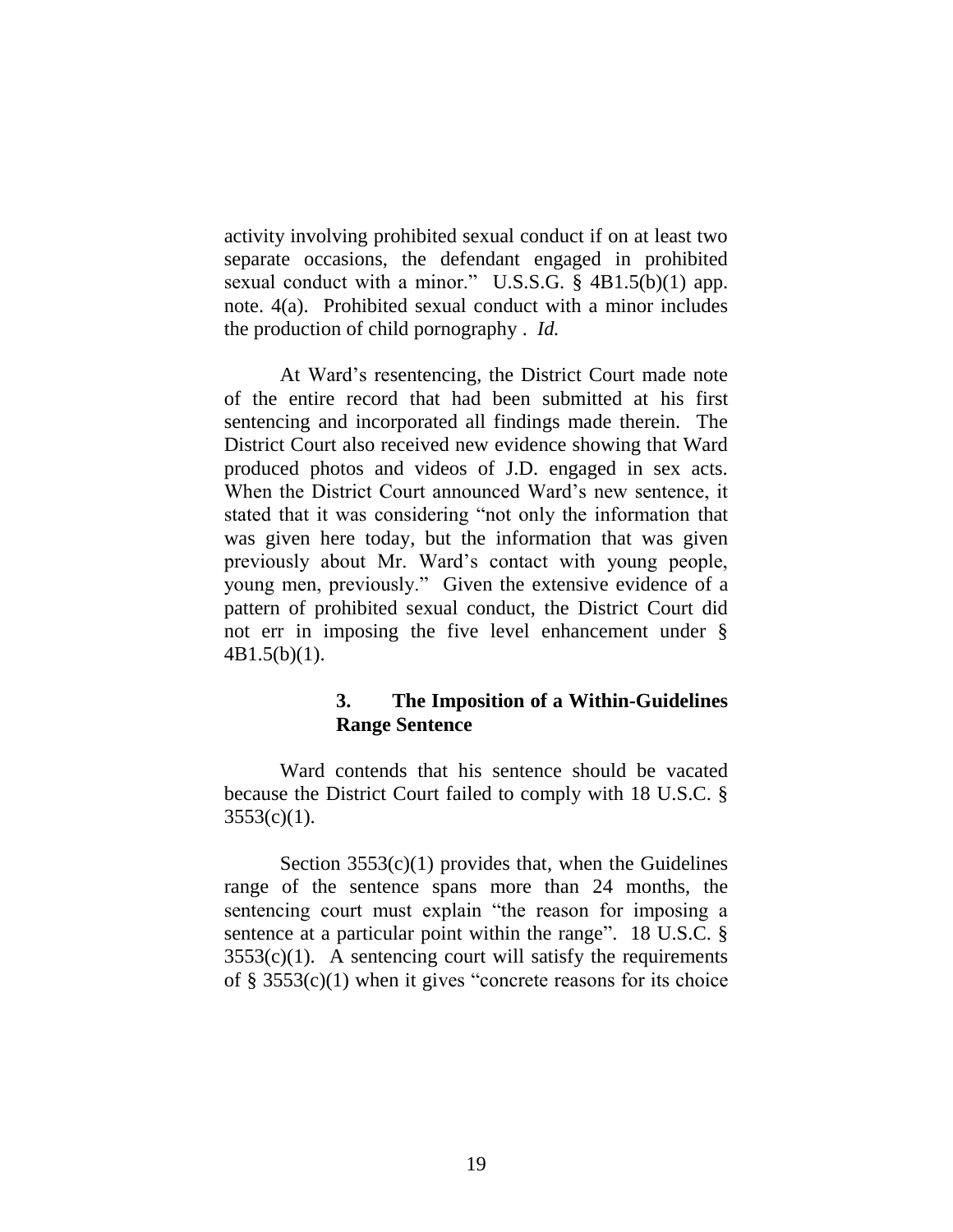activity involving prohibited sexual conduct if on at least two separate occasions, the defendant engaged in prohibited sexual conduct with a minor." U.S.S.G. § 4B1.5(b)(1) app. note. 4(a). Prohibited sexual conduct with a minor includes the production of child pornography . *Id.*

At Ward's resentencing, the District Court made note of the entire record that had been submitted at his first sentencing and incorporated all findings made therein. The District Court also received new evidence showing that Ward produced photos and videos of J.D. engaged in sex acts. When the District Court announced Ward's new sentence, it stated that it was considering "not only the information that was given here today, but the information that was given previously about Mr. Ward's contact with young people, young men, previously." Given the extensive evidence of a pattern of prohibited sexual conduct, the District Court did not err in imposing the five level enhancement under § 4B1.5(b)(1).

### 3. The Imposition of a Within-Guidelines Range Sentence

Ward contends that his sentence should be vacated because the District Court failed to comply with 18 U.S.C. § 3553(c)(1).

Section 3553(c)(1) provides that, when the Guidelines range of the sentence spans more than 24 months, the sentencing court must explain "the reason for imposing a sentence at a particular point within the range". 18 U.S.C. § 3553(c)(1). A sentencing court will satisfy the requirements of § 3553(c)(1) when it gives "concrete reasons for its choice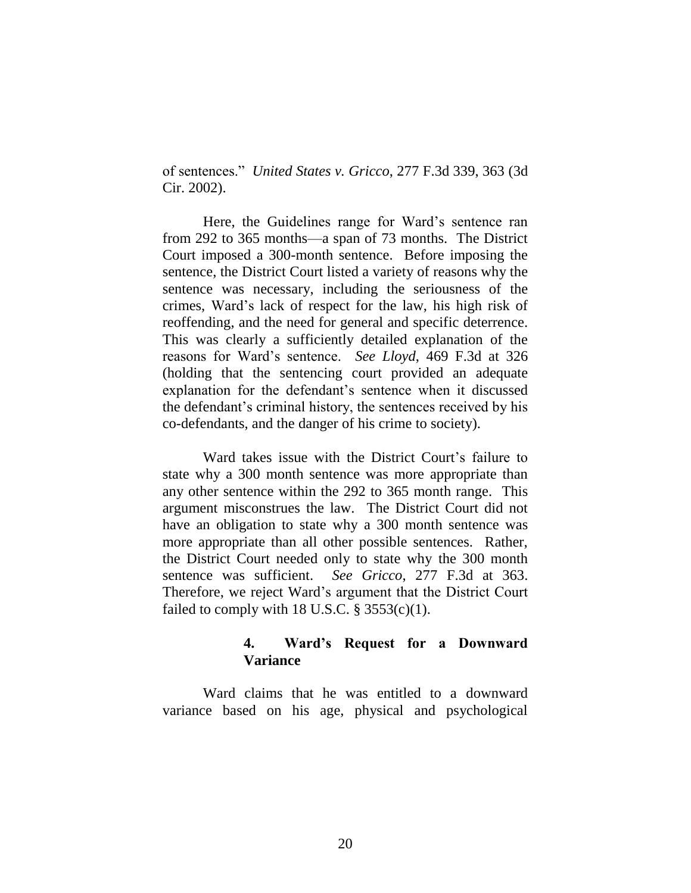of sentences." *United States v. Gricco*, 277 F.3d 339, 363 (3d Cir. 2002).

Here, the Guidelines range for Ward's sentence ran from 292 to 365 months—a span of 73 months. The District Court imposed a 300-month sentence. Before imposing the sentence, the District Court listed a variety of reasons why the sentence was necessary, including the seriousness of the crimes, Ward's lack of respect for the law, his high risk of reoffending, and the need for general and specific deterrence. This was clearly a sufficiently detailed explanation of the reasons for Ward's sentence. *See Lloyd*, 469 F.3d at 326 (holding that the sentencing court provided an adequate explanation for the defendant's sentence when it discussed the defendant's criminal history, the sentences received by his co-defendants, and the danger of his crime to society).

Ward takes issue with the District Court's failure to state why a 300 month sentence was more appropriate than any other sentence within the 292 to 365 month range. This argument misconstrues the law. The District Court did not have an obligation to state why a 300 month sentence was more appropriate than all other possible sentences. Rather, the District Court needed only to state why the 300 month sentence was sufficient. *See Gricco*, 277 F.3d at 363. Therefore, we reject Ward's argument that the District Court failed to comply with 18 U.S.C. § 3553(c)(1).

#### 4. Ward's Request for a Downward Variance

Ward claims that he was entitled to a downward variance based on his age, physical and psychological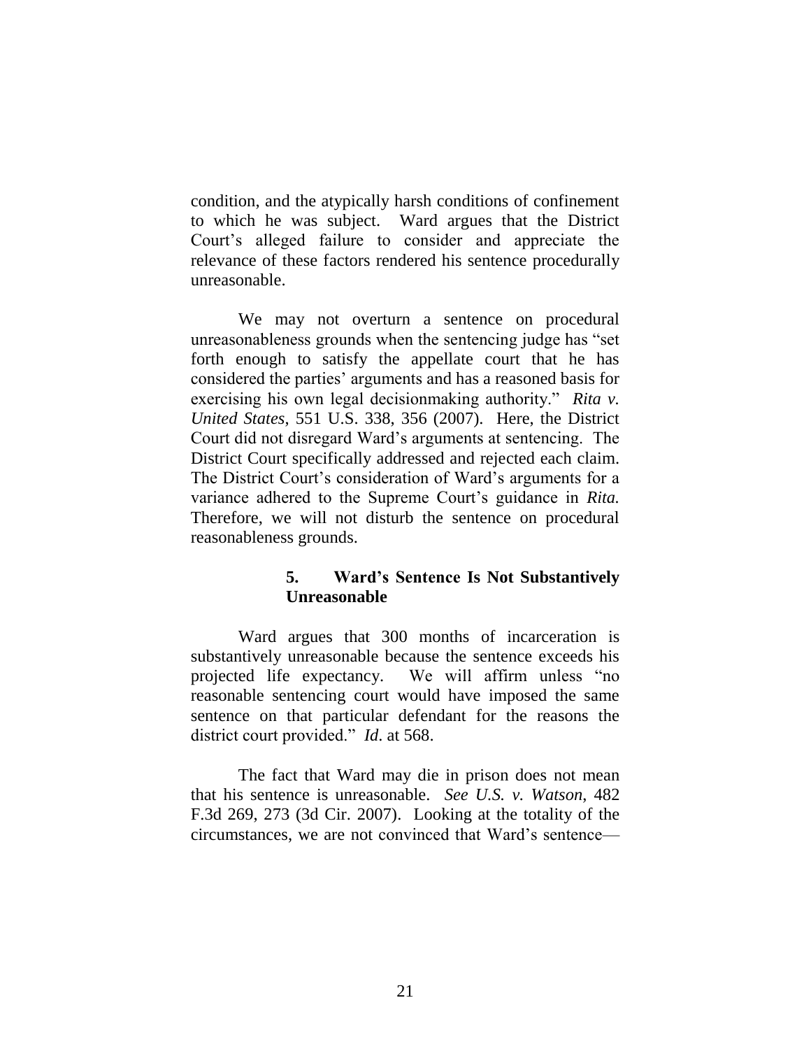condition, and the atypically harsh conditions of confinement to which he was subject. Ward argues that the District Court's alleged failure to consider and appreciate the relevance of these factors rendered his sentence procedurally unreasonable.

We may not overturn a sentence on procedural unreasonableness grounds when the sentencing judge has "set forth enough to satisfy the appellate court that he has considered the parties' arguments and has a reasoned basis for exercising his own legal decisionmaking authority." *Rita v. United States*, 551 U.S. 338, 356 (2007). Here, the District Court did not disregard Ward's arguments at sentencing. The District Court specifically addressed and rejected each claim. The District Court's consideration of Ward's arguments for a variance adhered to the Supreme Court's guidance in *Rita.* Therefore, we will not disturb the sentence on procedural reasonableness grounds.

### 5. Ward's Sentence Is Not Substantively Unreasonable

Ward argues that 300 months of incarceration is substantively unreasonable because the sentence exceeds his projected life expectancy. We will affirm unless "no reasonable sentencing court would have imposed the same sentence on that particular defendant for the reasons the district court provided." *Id.* at 568.

The fact that Ward may die in prison does not mean that his sentence is unreasonable. *See U.S. v. Watson*, 482 F.3d 269, 273 (3d Cir. 2007). Looking at the totality of the circumstances, we are not convinced that Ward's sentence—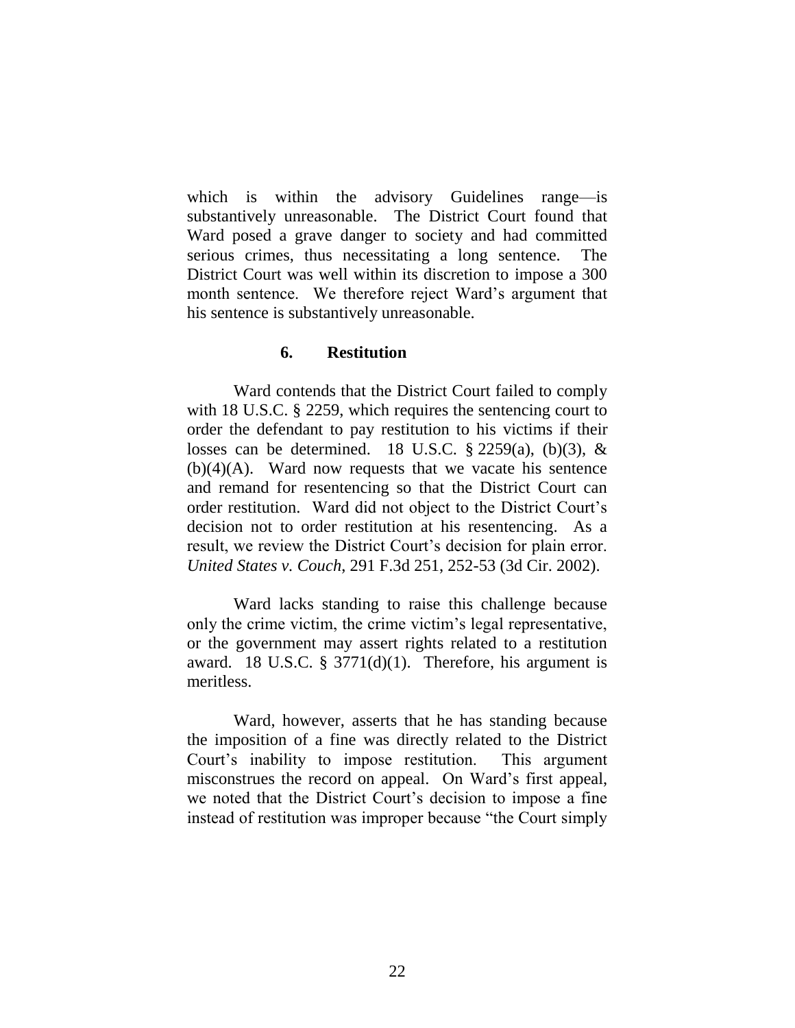which is within the advisory Guidelines range—is substantively unreasonable. The District Court found that Ward posed a grave danger to society and had committed serious crimes, thus necessitating a long sentence. The District Court was well within its discretion to impose a 300 month sentence. We therefore reject Ward's argument that his sentence is substantively unreasonable.

### 6. Restitution

Ward contends that the District Court failed to comply with 18 U.S.C. § 2259, which requires the sentencing court to order the defendant to pay restitution to his victims if their losses can be determined. 18 U.S.C. § 2259(a), (b)(3), & (b)(4)(A). Ward now requests that we vacate his sentence and remand for resentencing so that the District Court can order restitution. Ward did not object to the District Court's decision not to order restitution at his resentencing. As a result, we review the District Court's decision for plain error. *United States v. Couch*, 291 F.3d 251, 252-53 (3d Cir. 2002).

Ward lacks standing to raise this challenge because only the crime victim, the crime victim's legal representative, or the government may assert rights related to a restitution award. 18 U.S.C. § 3771(d)(1). Therefore, his argument is meritless.

Ward, however, asserts that he has standing because the imposition of a fine was directly related to the District Court's inability to impose restitution. This argument misconstrues the record on appeal. On Ward's first appeal, we noted that the District Court's decision to impose a fine instead of restitution was improper because "the Court simply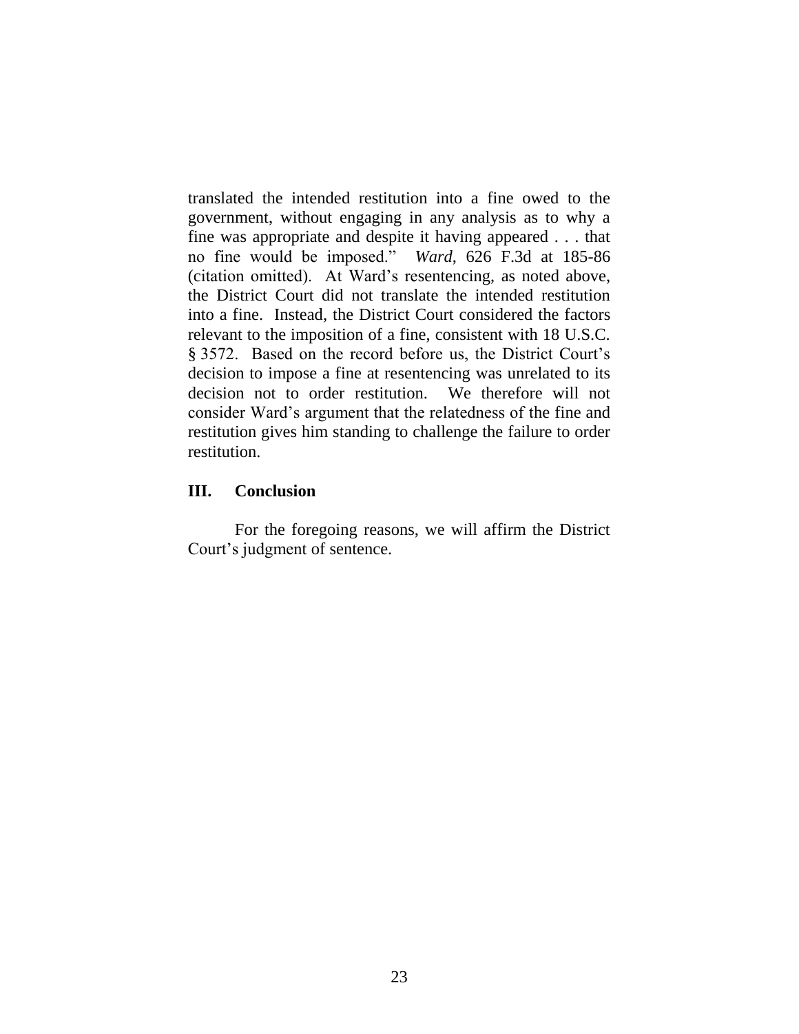translated the intended restitution into a fine owed to the government, without engaging in any analysis as to why a fine was appropriate and despite it having appeared . . . that no fine would be imposed." *Ward*, 626 F.3d at 185-86 (citation omitted). At Ward's resentencing, as noted above, the District Court did not translate the intended restitution into a fine. Instead, the District Court considered the factors relevant to the imposition of a fine, consistent with 18 U.S.C. § 3572. Based on the record before us, the District Court's decision to impose a fine at resentencing was unrelated to its decision not to order restitution. We therefore will not consider Ward's argument that the relatedness of the fine and restitution gives him standing to challenge the failure to order restitution.

## III. Conclusion

For the foregoing reasons, we will affirm the District Court's judgment of sentence.